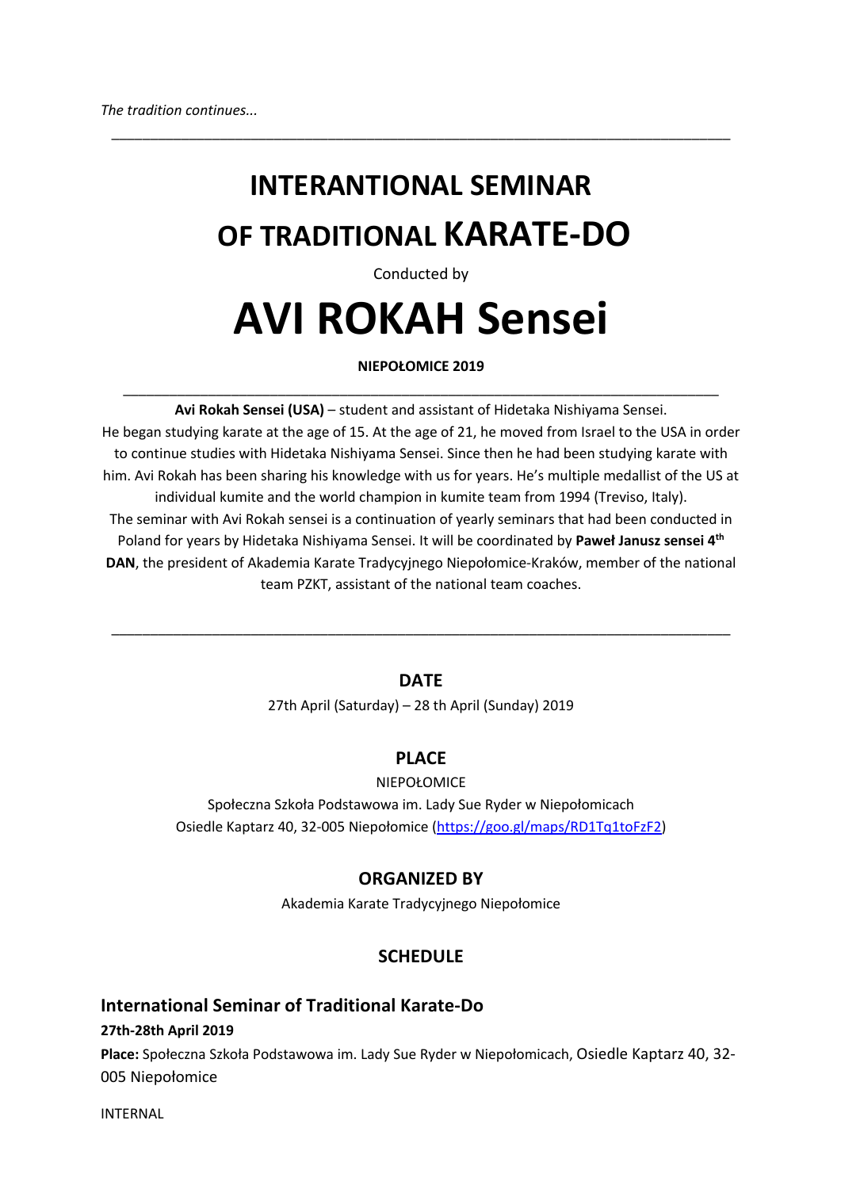*The tradition continues...*

---

# INTERANTIONAL SEMINAR OF TRADITIONAL KARATE-DO

Conducted by

# AVI ROKAH Sensei

**NIEPOŁOMICE 2019**

---

**Avi Rokah Sensei (USA)** – student and assistant of Hidetaka Nishiyama Sensei. He began studying karate at the age of 15. At the age of 21, he moved from Israel to the USA in order to continue studies with Hidetaka Nishiyama Sensei. Since then he had been studying karate with him. Avi Rokah has been sharing his knowledge with us for years. He's multiple medallist of the US at individual kumite and the world champion in kumite team from 1994 (Treviso, Italy). The seminar with Avi Rokah sensei is a continuation of yearly seminars that had been conducted in Poland for years by Hidetaka Nishiyama Sensei. It will be coordinated by **Paweł Janusz sensei 4th DAN**, the president of Akademia Karate Tradycyjnego Niepołomice-Kraków, member of the national team PZKT, assistant of the national team coaches.

---

## DATE

27th April (Saturday) – 28 th April (Sunday) 2019

## PLACE

NIEPOŁOMICE

Społeczna Szkoła Podstawowa im. Lady Sue Ryder w Niepołomicach
Osiedle Kaptarz 40, 32-005 Niepołomice (https://goo.gl/maps/RD1Tq1toFzF2)

## ORGANIZED BY

Akademia Karate Tradycyjnego Niepołomice

## SCHEDULE

### International Seminar of Traditional Karate-Do

**27th-28th April 2019**

**Place:** Społeczna Szkoła Podstawowa im. Lady Sue Ryder w Niepołomicach, Osiedle Kaptarz 40, 32-005 Niepołomice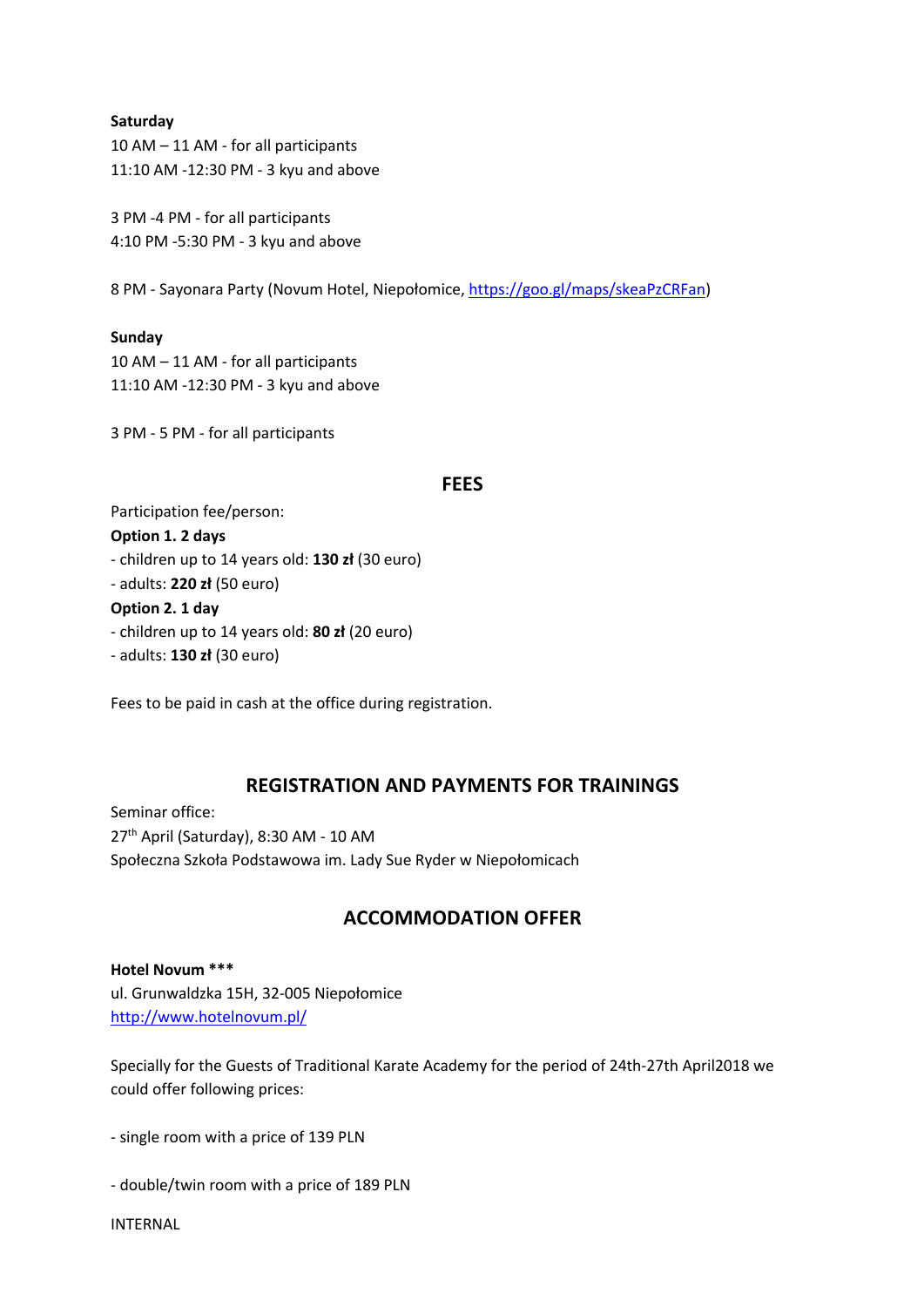**Saturday**
10 AM – 11 AM - for all participants
11:10 AM -12:30 PM - 3 kyu and above

3 PM -4 PM - for all participants
4:10 PM -5:30 PM - 3 kyu and above

8 PM - Sayonara Party (Novum Hotel, Niepołomice, https://goo.gl/maps/skeaPzCRFan)

**Sunday**
10 AM – 11 AM - for all participants
11:10 AM -12:30 PM - 3 kyu and above

3 PM - 5 PM - for all participants

## FEES

Participation fee/person:
**Option 1. 2 days**
- children up to 14 years old: **130 zł** (30 euro)
- adults: **220 zł** (50 euro)

**Option 2. 1 day**
- children up to 14 years old: **80 zł** (20 euro)
- adults: **130 zł** (30 euro)

Fees to be paid in cash at the office during registration.

## REGISTRATION AND PAYMENTS FOR TRAININGS

Seminar office:
27th April (Saturday), 8:30 AM - 10 AM
Społeczna Szkoła Podstawowa im. Lady Sue Ryder w Niepołomicach

## ACCOMMODATION OFFER

**Hotel Novum \*\*\***
ul. Grunwaldzka 15H, 32-005 Niepołomice
http://www.hotelnovum.pl/

Specially for the Guests of Traditional Karate Academy for the period of 24th-27th April2018 we could offer following prices:

- single room with a price of 139 PLN

- double/twin room with a price of 189 PLN

INTERNAL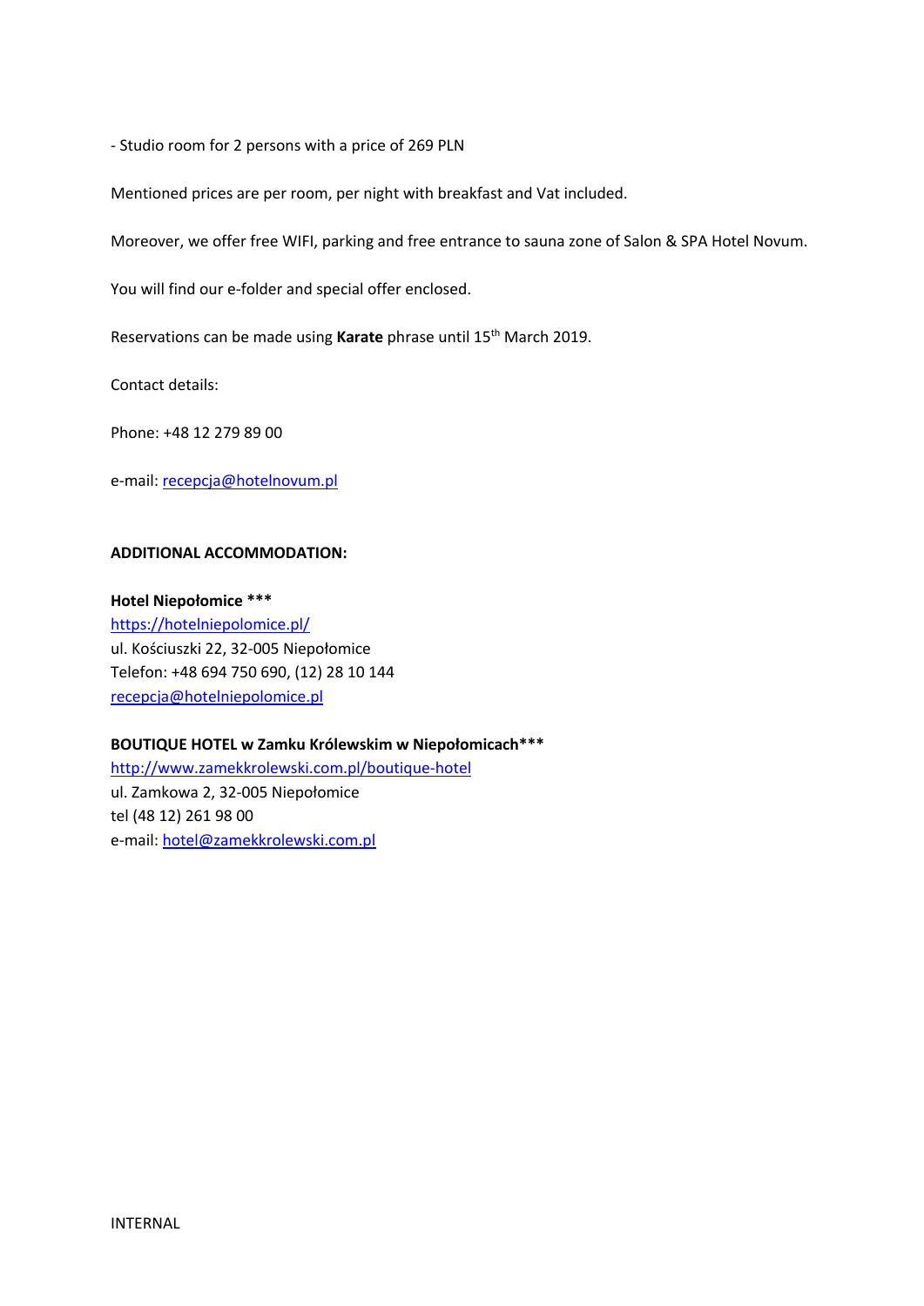- Studio room for 2 persons with a price of 269 PLN

Mentioned prices are per room, per night with breakfast and Vat included.

Moreover, we offer free WIFI, parking and free entrance to sauna zone of Salon & SPA Hotel Novum.

You will find our e-folder and special offer enclosed.

Reservations can be made using **Karate** phrase until 15th March 2019.

Contact details:

Phone: +48 12 279 89 00

e-mail: recepcja@hotelnovum.pl

**ADDITIONAL ACCOMMODATION:**

**Hotel Niepołomice \*\*\***
https://hotelniepolomice.pl/
ul. Kościuszki 22, 32-005 Niepołomice
Telefon: +48 694 750 690, (12) 28 10 144
recepcja@hotelniepolomice.pl

**BOUTIQUE HOTEL w Zamku Królewskim w Niepołomicach\*\*\***
http://www.zamekkrolewski.com.pl/boutique-hotel
ul. Zamkowa 2, 32-005 Niepołomice
tel (48 12) 261 98 00
e-mail: hotel@zamekkrolewski.com.pl

INTERNAL